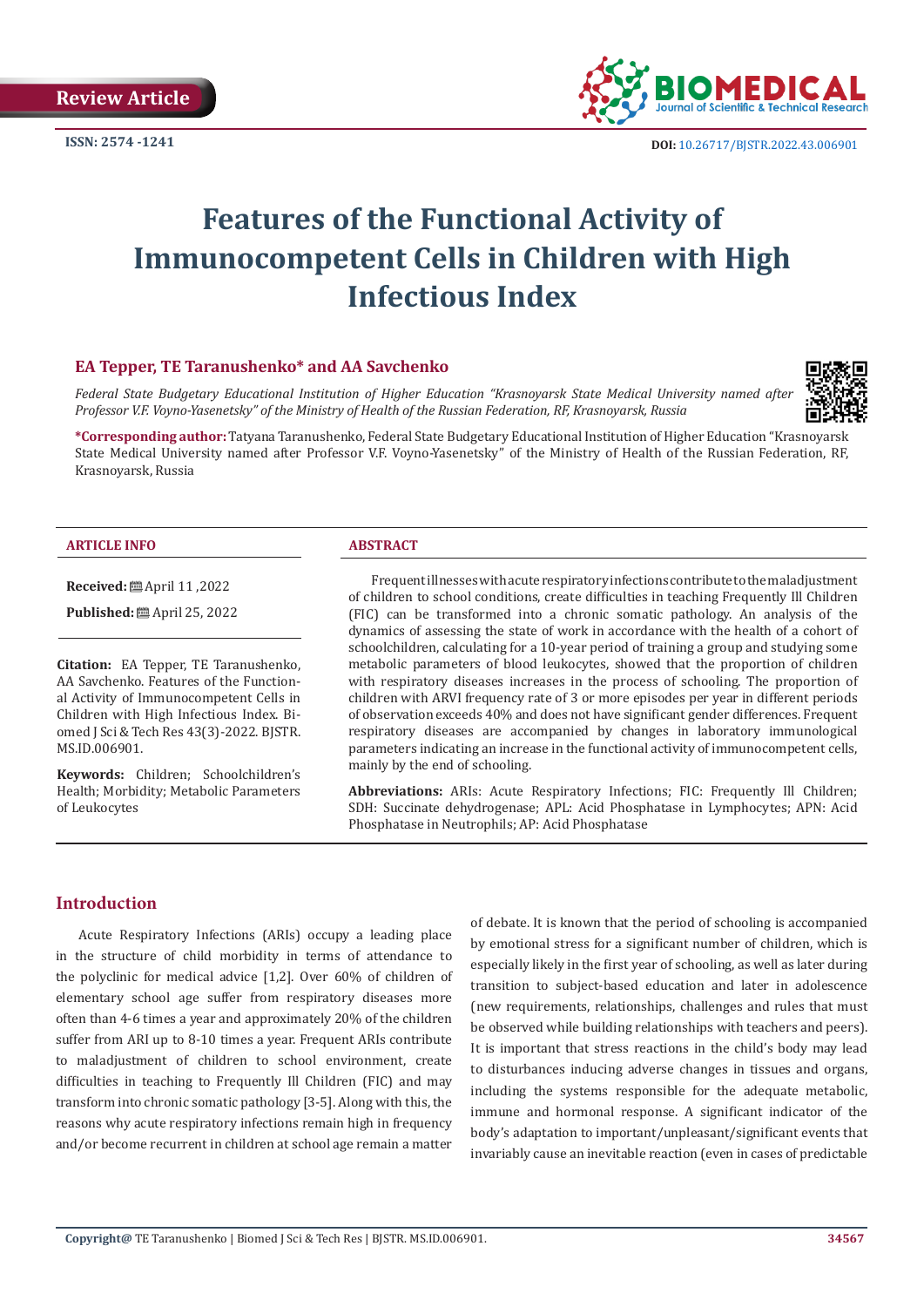Review Article

ISSN: 2574 -1241

DOI: 10.26717/BJSTR.2022.43.006901

# Features of the Functional Activity of Immunocompetent Cells in Children with High Infectious Index

### EA Tepper, TE Taranushenko* and AA Savchenko

*Federal State Budgetary Educational Institution of Higher Education "Krasnoyarsk State Medical University named after Professor V.F. Voyno-Yasenetsky" of the Ministry of Health of the Russian Federation, RF, Krasnoyarsk, Russia*

**\*Corresponding author:** Tatyana Taranushenko, Federal State Budgetary Educational Institution of Higher Education "Krasnoyarsk State Medical University named after Professor V.F. Voyno-Yasenetsky" of the Ministry of Health of the Russian Federation, RF, Krasnoyarsk, Russia

#### ARTICLE INFO

**Received:** April 11 ,2022

**Published:** April 25, 2022

**Citation:** EA Tepper, TE Taranushenko, AA Savchenko. Features of the Functional Activity of Immunocompetent Cells in Children with High Infectious Index. Biomed J Sci & Tech Res 43(3)-2022. BJSTR. MS.ID.006901.

**Keywords:** Children; Schoolchildren's Health; Morbidity; Metabolic Parameters of Leukocytes

#### ABSTRACT

Frequent illnesses with acute respiratory infections contribute to the maladjustment of children to school conditions, create difficulties in teaching Frequently Ill Children (FIC) can be transformed into a chronic somatic pathology. An analysis of the dynamics of assessing the state of work in accordance with the health of a cohort of schoolchildren, calculating for a 10-year period of training a group and studying some metabolic parameters of blood leukocytes, showed that the proportion of children with respiratory diseases increases in the process of schooling. The proportion of children with ARVI frequency rate of 3 or more episodes per year in different periods of observation exceeds 40% and does not have significant gender differences. Frequent respiratory diseases are accompanied by changes in laboratory immunological parameters indicating an increase in the functional activity of immunocompetent cells, mainly by the end of schooling.

**Abbreviations:** ARIs: Acute Respiratory Infections; FIC: Frequently Ill Children; SDH: Succinate dehydrogenase; APL: Acid Phosphatase in Lymphocytes; APN: Acid Phosphatase in Neutrophils; AP: Acid Phosphatase

## Introduction

Acute Respiratory Infections (ARIs) occupy a leading place in the structure of child morbidity in terms of attendance to the polyclinic for medical advice [1,2]. Over 60% of children of elementary school age suffer from respiratory diseases more often than 4-6 times a year and approximately 20% of the children suffer from ARI up to 8-10 times a year. Frequent ARIs contribute to maladjustment of children to school environment, create difficulties in teaching to Frequently Ill Children (FIC) and may transform into chronic somatic pathology [3-5]. Along with this, the reasons why acute respiratory infections remain high in frequency and/or become recurrent in children at school age remain a matter of debate. It is known that the period of schooling is accompanied by emotional stress for a significant number of children, which is especially likely in the first year of schooling, as well as later during transition to subject-based education and later in adolescence (new requirements, relationships, challenges and rules that must be observed while building relationships with teachers and peers). It is important that stress reactions in the child's body may lead to disturbances inducing adverse changes in tissues and organs, including the systems responsible for the adequate metabolic, immune and hormonal response. A significant indicator of the body's adaptation to important/unpleasant/significant events that invariably cause an inevitable reaction (even in cases of predictable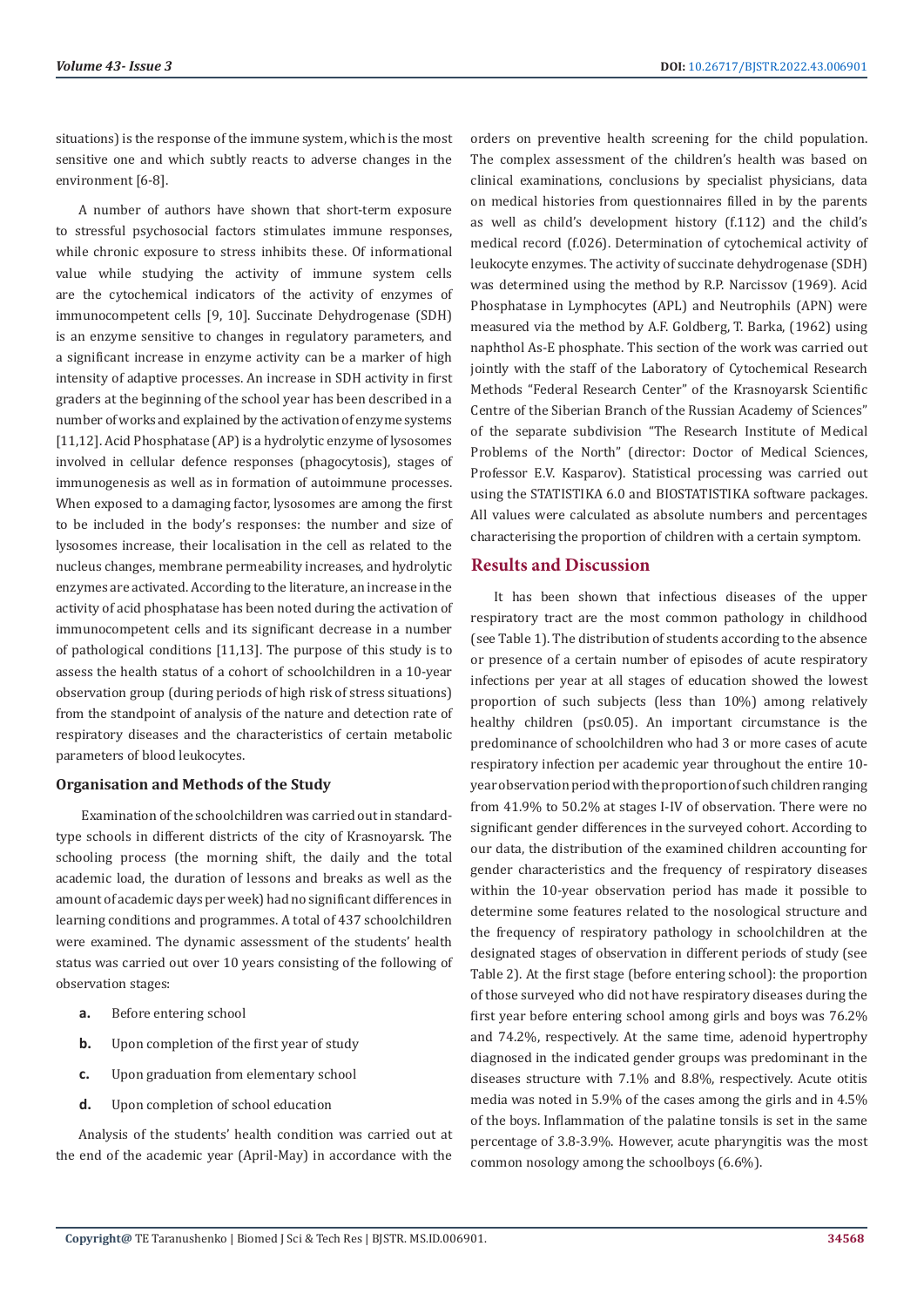situations) is the response of the immune system, which is the most sensitive one and which subtly reacts to adverse changes in the environment [6-8].

A number of authors have shown that short-term exposure to stressful psychosocial factors stimulates immune responses, while chronic exposure to stress inhibits these. Of informational value while studying the activity of immune system cells are the cytochemical indicators of the activity of enzymes of immunocompetent cells [9, 10]. Succinate Dehydrogenase (SDH) is an enzyme sensitive to changes in regulatory parameters, and a significant increase in enzyme activity can be a marker of high intensity of adaptive processes. An increase in SDH activity in first graders at the beginning of the school year has been described in a number of works and explained by the activation of enzyme systems [11,12]. Acid Phosphatase (AP) is a hydrolytic enzyme of lysosomes involved in cellular defence responses (phagocytosis), stages of immunogenesis as well as in formation of autoimmune processes. When exposed to a damaging factor, lysosomes are among the first to be included in the body's responses: the number and size of lysosomes increase, their localisation in the cell as related to the nucleus changes, membrane permeability increases, and hydrolytic enzymes are activated. According to the literature, an increase in the activity of acid phosphatase has been noted during the activation of immunocompetent cells and its significant decrease in a number of pathological conditions [11,13]. The purpose of this study is to assess the health status of a cohort of schoolchildren in a 10-year observation group (during periods of high risk of stress situations) from the standpoint of analysis of the nature and detection rate of respiratory diseases and the characteristics of certain metabolic parameters of blood leukocytes.

### Organisation and Methods of the Study

Examination of the schoolchildren was carried out in standard-type schools in different districts of the city of Krasnoyarsk. The schooling process (the morning shift, the daily and the total academic load, the duration of lessons and breaks as well as the amount of academic days per week) had no significant differences in learning conditions and programmes. A total of 437 schoolchildren were examined. The dynamic assessment of the students' health status was carried out over 10 years consisting of the following of observation stages:

a. Before entering school
b. Upon completion of the first year of study
c. Upon graduation from elementary school
d. Upon completion of school education

Analysis of the students' health condition was carried out at the end of the academic year (April-May) in accordance with the orders on preventive health screening for the child population. The complex assessment of the children's health was based on clinical examinations, conclusions by specialist physicians, data on medical histories from questionnaires filled in by the parents as well as child's development history (f.112) and the child's medical record (f.026). Determination of cytochemical activity of leukocyte enzymes. The activity of succinate dehydrogenase (SDH) was determined using the method by R.P. Narcissov (1969). Acid Phosphatase in Lymphocytes (APL) and Neutrophils (APN) were measured via the method by A.F. Goldberg, T. Barka, (1962) using naphthol As-E phosphate. This section of the work was carried out jointly with the staff of the Laboratory of Cytochemical Research Methods "Federal Research Center" of the Krasnoyarsk Scientific Centre of the Siberian Branch of the Russian Academy of Sciences" of the separate subdivision "The Research Institute of Medical Problems of the North" (director: Doctor of Medical Sciences, Professor E.V. Kasparov). Statistical processing was carried out using the STATISTIKA 6.0 and BIOSTATISTIKA software packages. All values were calculated as absolute numbers and percentages characterising the proportion of children with a certain symptom.

## Results and Discussion

It has been shown that infectious diseases of the upper respiratory tract are the most common pathology in childhood (see Table 1). The distribution of students according to the absence or presence of a certain number of episodes of acute respiratory infections per year at all stages of education showed the lowest proportion of such subjects (less than 10%) among relatively healthy children ($p \leq 0.05$). An important circumstance is the predominance of schoolchildren who had 3 or more cases of acute respiratory infection per academic year throughout the entire 10-year observation period with the proportion of such children ranging from 41.9% to 50.2% at stages I-IV of observation. There were no significant gender differences in the surveyed cohort. According to our data, the distribution of the examined children accounting for gender characteristics and the frequency of respiratory diseases within the 10-year observation period has made it possible to determine some features related to the nosological structure and the frequency of respiratory pathology in schoolchildren at the designated stages of observation in different periods of study (see Table 2). At the first stage (before entering school): the proportion of those surveyed who did not have respiratory diseases during the first year before entering school among girls and boys was 76.2% and 74.2%, respectively. At the same time, adenoid hypertrophy diagnosed in the indicated gender groups was predominant in the diseases structure with 7.1% and 8.8%, respectively. Acute otitis media was noted in 5.9% of the cases among the girls and in 4.5% of the boys. Inflammation of the palatine tonsils is set in the same percentage of 3.8-3.9%. However, acute pharyngitis was the most common nosology among the schoolboys (6.6%).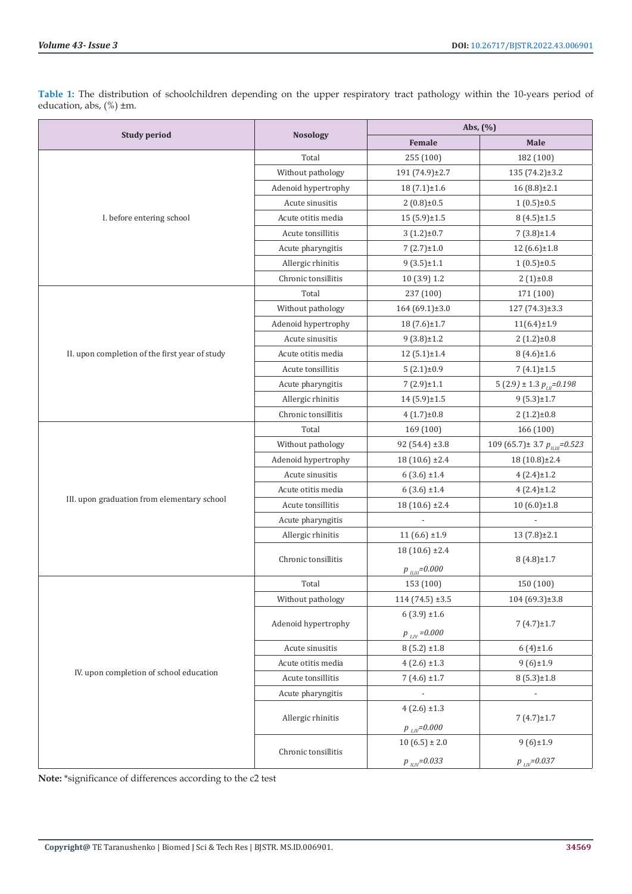**Table 1:** The distribution of schoolchildren depending on the upper respiratory tract pathology within the 10-years period of education, abs, (%) ±m.

| Study period | Nosology | Abs, (%) | |
|---|---|---|---|
| | | Female | Male |
| I. before entering school | Total | 255 (100) | 182 (100) |
| | Without pathology | 191 (74.9)±2.7 | 135 (74.2)±3.2 |
| | Adenoid hypertrophy | 18 (7.1)±1.6 | 16 (8.8)±2.1 |
| | Acute sinusitis | 2 (0.8)±0.5 | 1 (0.5)±0.5 |
| | Acute otitis media | 15 (5.9)±1.5 | 8 (4.5)±1.5 |
| | Acute tonsillitis | 3 (1.2)±0.7 | 7 (3.8)±1.4 |
| | Acute pharyngitis | 7 (2.7)±1.0 | 12 (6.6)±1.8 |
| | Allergic rhinitis | 9 (3.5)±1.1 | 1 (0.5)±0.5 |
| | Chronic tonsillitis | 10 (3.9) 1.2 | 2 (1)±0.8 |
| II. upon completion of the first year of study | Total | 237 (100) | 171 (100) |
| | Without pathology | 164 (69.1)±3.0 | 127 (74.3)±3.3 |
| | Adenoid hypertrophy | 18 (7.6)±1.7 | 11(6.4)±1.9 |
| | Acute sinusitis | 9 (3.8)±1.2 | 2 (1.2)±0.8 |
| | Acute otitis media | 12 (5.1)±1.4 | 8 (4.6)±1.6 |
| | Acute tonsillitis | 5 (2.1)±0.9 | 7 (4.1)±1.5 |
| | Acute pharyngitis | 7 (2.9)±1.1 | 5 (2.9) ± 1.3 $p_{I,II}=0.198$ |
| | Allergic rhinitis | 14 (5.9)±1.5 | 9 (5.3)±1.7 |
| | Chronic tonsillitis | 4 (1.7)±0.8 | 2 (1.2)±0.8 |
| III. upon graduation from elementary school | Total | 169 (100) | 166 (100) |
| | Without pathology | 92 (54.4) ±3.8 | 109 (65.7)± 3.7 $p_{II,III}=0.523$ |
| | Adenoid hypertrophy | 18 (10.6) ±2.4 | 18 (10.8)±2.4 |
| | Acute sinusitis | 6 (3.6) ±1.4 | 4 (2.4)±1.2 |
| | Acute otitis media | 6 (3.6) ±1.4 | 4 (2.4)±1.2 |
| | Acute tonsillitis | 18 (10.6) ±2.4 | 10 (6.0)±1.8 |
| | Acute pharyngitis | - | - |
| | Allergic rhinitis | 11 (6.6) ±1.9 | 13 (7.8)±2.1 |
| | Chronic tonsillitis | 18 (10.6) ±2.4 $p_{II,III}=0.000$ | 8 (4.8)±1.7 |
| IV. upon completion of school education | Total | 153 (100) | 150 (100) |
| | Without pathology | 114 (74.5) ±3.5 | 104 (69.3)±3.8 |
| | Adenoid hypertrophy | 6 (3.9) ±1.6 $p_{I,IV}=0.000$ | 7 (4.7)±1.7 |
| | Acute sinusitis | 8 (5.2) ±1.8 | 6 (4)±1.6 |
| | Acute otitis media | 4 (2.6) ±1.3 | 9 (6)±1.9 |
| | Acute tonsillitis | 7 (4.6) ±1.7 | 8 (5.3)±1.8 |
| | Acute pharyngitis | - | - |
| | Allergic rhinitis | 4 (2.6) ±1.3 $p_{I,IV}=0.000$ | 7 (4.7)±1.7 |
| | Chronic tonsillitis | 10 (6.5) ± 2.0 $p_{II,IV}=0.033$ | 9 (6)±1.9 $p_{I,IV}=0.037$ |

**Note:** *significance of differences according to the c2 test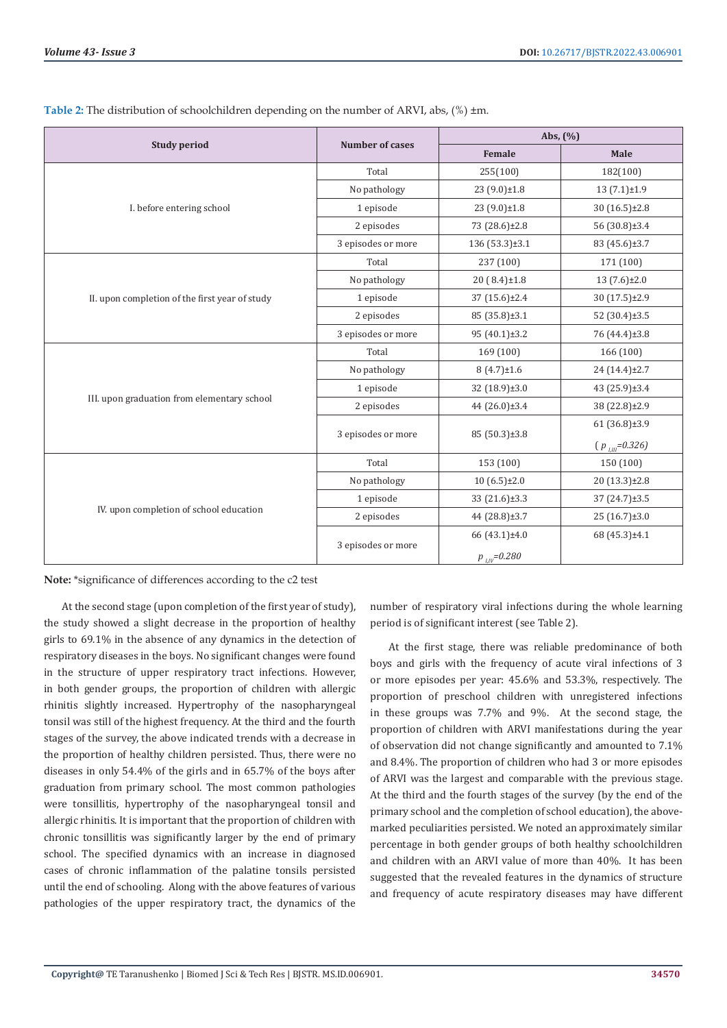**Table 2:** The distribution of schoolchildren depending on the number of ARVI, abs, (%) ±m.

| Study period | Number of cases | Abs, (%) | |
|---|---|---|---|
| | | Female | Male |
| I. before entering school | Total | 255(100) | 182(100) |
| | No pathology | 23 (9.0)±1.8 | 13 (7.1)±1.9 |
| | 1 episode | 23 (9.0)±1.8 | 30 (16.5)±2.8 |
| | 2 episodes | 73 (28.6)±2.8 | 56 (30.8)±3.4 |
| | 3 episodes or more | 136 (53.3)±3.1 | 83 (45.6)±3.7 |
| II. upon completion of the first year of study | Total | 237 (100) | 171 (100) |
| | No pathology | 20 ( 8.4)±1.8 | 13 (7.6)±2.0 |
| | 1 episode | 37 (15.6)±2.4 | 30 (17.5)±2.9 |
| | 2 episodes | 85 (35.8)±3.1 | 52 (30.4)±3.5 |
| | 3 episodes or more | 95 (40.1)±3.2 | 76 (44.4)±3.8 |
| III. upon graduation from elementary school | Total | 169 (100) | 166 (100) |
| | No pathology | 8 (4.7)±1.6 | 24 (14.4)±2.7 |
| | 1 episode | 32 (18.9)±3.0 | 43 (25.9)±3.4 |
| | 2 episodes | 44 (26.0)±3.4 | 38 (22.8)±2.9 |
| | 3 episodes or more | 85 (50.3)±3.8 | 61 (36.8)±3.9 ( $p_{I,III}$=0.326) |
| IV. upon completion of school education | Total | 153 (100) | 150 (100) |
| | No pathology | 10 (6.5)±2.0 | 20 (13.3)±2.8 |
| | 1 episode | 33 (21.6)±3.3 | 37 (24.7)±3.5 |
| | 2 episodes | 44 (28.8)±3.7 | 25 (16.7)±3.0 |
| | 3 episodes or more | 66 (43.1)±4.0 $p_{I,IV}$=0.280 | 68 (45.3)±4.1 |

**Note:** *significance of differences according to the c2 test

At the second stage (upon completion of the first year of study), the study showed a slight decrease in the proportion of healthy girls to 69.1% in the absence of any dynamics in the detection of respiratory diseases in the boys. No significant changes were found in the structure of upper respiratory tract infections. However, in both gender groups, the proportion of children with allergic rhinitis slightly increased. Hypertrophy of the nasopharyngeal tonsil was still of the highest frequency. At the third and the fourth stages of the survey, the above indicated trends with a decrease in the proportion of healthy children persisted. Thus, there were no diseases in only 54.4% of the girls and in 65.7% of the boys after graduation from primary school. The most common pathologies were tonsillitis, hypertrophy of the nasopharyngeal tonsil and allergic rhinitis. It is important that the proportion of children with chronic tonsillitis was significantly larger by the end of primary school. The specified dynamics with an increase in diagnosed cases of chronic inflammation of the palatine tonsils persisted until the end of schooling. Along with the above features of various pathologies of the upper respiratory tract, the dynamics of the number of respiratory viral infections during the whole learning period is of significant interest (see Table 2).

At the first stage, there was reliable predominance of both boys and girls with the frequency of acute viral infections of 3 or more episodes per year: 45.6% and 53.3%, respectively. The proportion of preschool children with unregistered infections in these groups was 7.7% and 9%. At the second stage, the proportion of children with ARVI manifestations during the year of observation did not change significantly and amounted to 7.1% and 8.4%. The proportion of children who had 3 or more episodes of ARVI was the largest and comparable with the previous stage. At the third and the fourth stages of the survey (by the end of the primary school and the completion of school education), the above-marked peculiarities persisted. We noted an approximately similar percentage in both gender groups of both healthy schoolchildren and children with an ARVI value of more than 40%. It has been suggested that the revealed features in the dynamics of structure and frequency of acute respiratory diseases may have different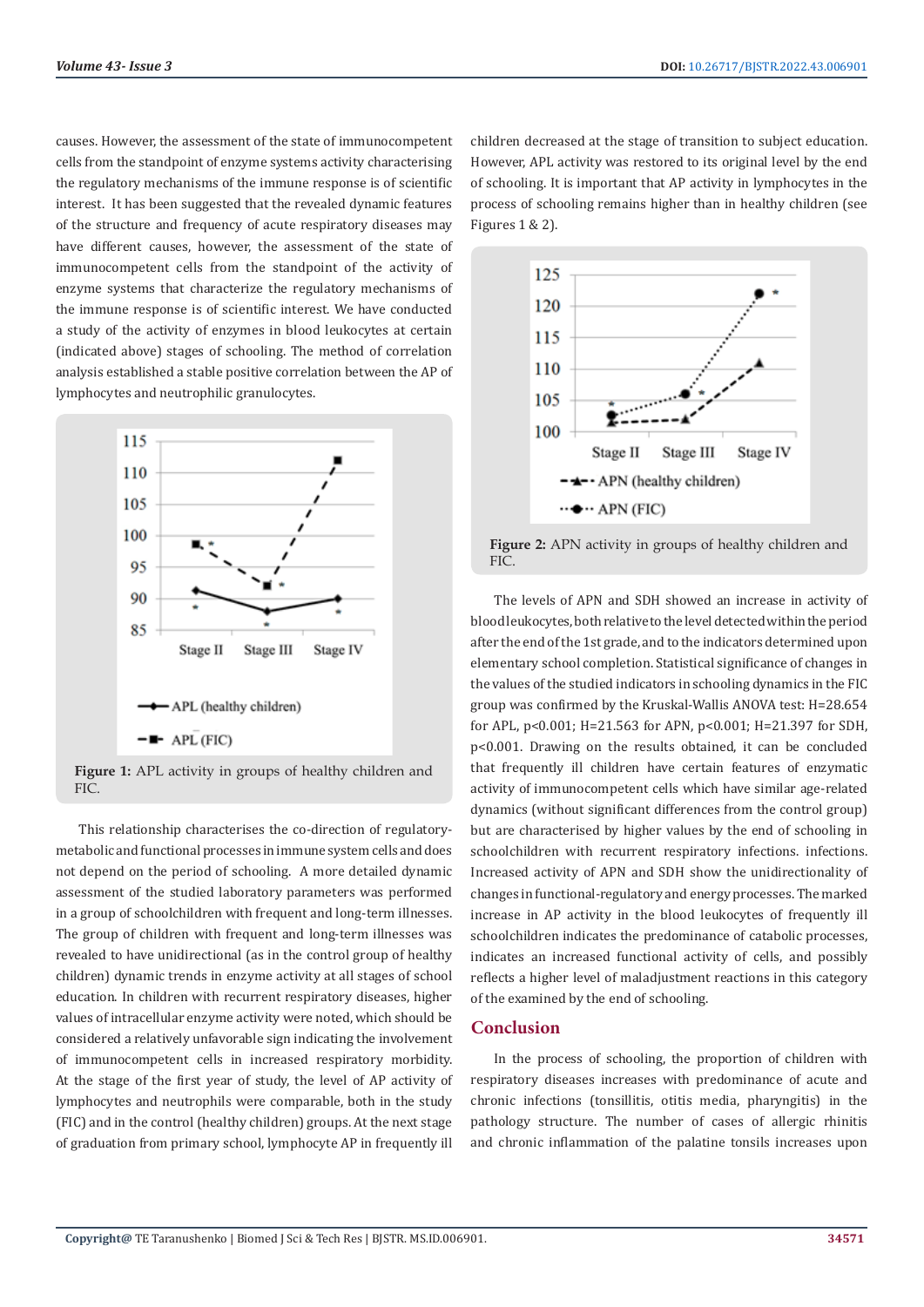causes. However, the assessment of the state of immunocompetent cells from the standpoint of enzyme systems activity characterising the regulatory mechanisms of the immune response is of scientific interest. It has been suggested that the revealed dynamic features of the structure and frequency of acute respiratory diseases may have different causes, however, the assessment of the state of immunocompetent cells from the standpoint of the activity of enzyme systems that characterize the regulatory mechanisms of the immune response is of scientific interest. We have conducted a study of the activity of enzymes in blood leukocytes at certain (indicated above) stages of schooling. The method of correlation analysis established a stable positive correlation between the AP of lymphocytes and neutrophilic granulocytes.

**Figure 1:** APL activity in groups of healthy children and FIC.

This relationship characterises the co-direction of regulatory-metabolic and functional processes in immune system cells and does not depend on the period of schooling. A more detailed dynamic assessment of the studied laboratory parameters was performed in a group of schoolchildren with frequent and long-term illnesses. The group of children with frequent and long-term illnesses was revealed to have unidirectional (as in the control group of healthy children) dynamic trends in enzyme activity at all stages of school education. In children with recurrent respiratory diseases, higher values of intracellular enzyme activity were noted, which should be considered a relatively unfavorable sign indicating the involvement of immunocompetent cells in increased respiratory morbidity. At the stage of the first year of study, the level of AP activity of lymphocytes and neutrophils were comparable, both in the study (FIC) and in the control (healthy children) groups. At the next stage of graduation from primary school, lymphocyte AP in frequently ill children decreased at the stage of transition to subject education. However, APL activity was restored to its original level by the end of schooling. It is important that AP activity in lymphocytes in the process of schooling remains higher than in healthy children (see Figures 1 & 2).

**Figure 2:** APN activity in groups of healthy children and FIC.

The levels of APN and SDH showed an increase in activity of blood leukocytes, both relative to the level detected within the period after the end of the 1st grade, and to the indicators determined upon elementary school completion. Statistical significance of changes in the values of the studied indicators in schooling dynamics in the FIC group was confirmed by the Kruskal-Wallis ANOVA test: H=28.654 for APL, $p<0.001$; H=21.563 for APN, $p<0.001$; H=21.397 for SDH, $p<0.001$. Drawing on the results obtained, it can be concluded that frequently ill children have certain features of enzymatic activity of immunocompetent cells which have similar age-related dynamics (without significant differences from the control group) but are characterised by higher values by the end of schooling in schoolchildren with recurrent respiratory infections. infections. Increased activity of APN and SDH show the unidirectionality of changes in functional-regulatory and energy processes. The marked increase in AP activity in the blood leukocytes of frequently ill schoolchildren indicates the predominance of catabolic processes, indicates an increased functional activity of cells, and possibly reflects a higher level of maladjustment reactions in this category of the examined by the end of schooling.

## Conclusion

In the process of schooling, the proportion of children with respiratory diseases increases with predominance of acute and chronic infections (tonsillitis, otitis media, pharyngitis) in the pathology structure. The number of cases of allergic rhinitis and chronic inflammation of the palatine tonsils increases upon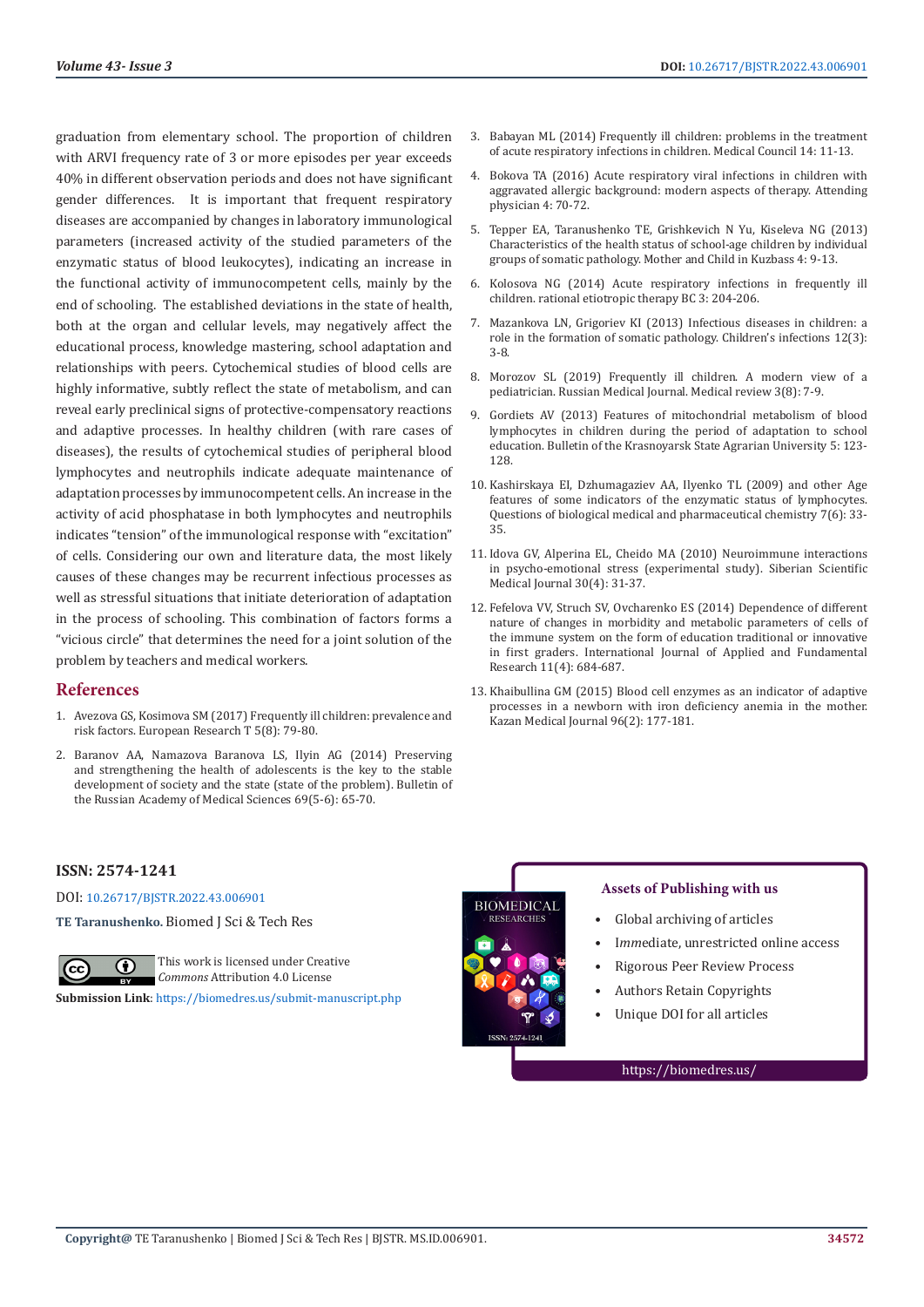graduation from elementary school. The proportion of children with ARVI frequency rate of 3 or more episodes per year exceeds 40% in different observation periods and does not have significant gender differences. It is important that frequent respiratory diseases are accompanied by changes in laboratory immunological parameters (increased activity of the studied parameters of the enzymatic status of blood leukocytes), indicating an increase in the functional activity of immunocompetent cells, mainly by the end of schooling. The established deviations in the state of health, both at the organ and cellular levels, may negatively affect the educational process, knowledge mastering, school adaptation and relationships with peers. Cytochemical studies of blood cells are highly informative, subtly reflect the state of metabolism, and can reveal early preclinical signs of protective-compensatory reactions and adaptive processes. In healthy children (with rare cases of diseases), the results of cytochemical studies of peripheral blood lymphocytes and neutrophils indicate adequate maintenance of adaptation processes by immunocompetent cells. An increase in the activity of acid phosphatase in both lymphocytes and neutrophils indicates "tension" of the immunological response with "excitation" of cells. Considering our own and literature data, the most likely causes of these changes may be recurrent infectious processes as well as stressful situations that initiate deterioration of adaptation in the process of schooling. This combination of factors forms a "vicious circle" that determines the need for a joint solution of the problem by teachers and medical workers.

## References

1. Avezova GS, Kosimova SM (2017) Frequently ill children: prevalence and risk factors. European Research T 5(8): 79-80.
2. Baranov AA, Namazova Baranova LS, Ilyin AG (2014) Preserving and strengthening the health of adolescents is the key to the stable development of society and the state (state of the problem). Bulletin of the Russian Academy of Medical Sciences 69(5-6): 65-70.
3. Babayan ML (2014) Frequently ill children: problems in the treatment of acute respiratory infections in children. Medical Council 14: 11-13.
4. Bokova TA (2016) Acute respiratory viral infections in children with aggravated allergic background: modern aspects of therapy. Attending physician 4: 70-72.
5. Tepper EA, Taranushenko TE, Grishkevich N Yu, Kiseleva NG (2013) Characteristics of the health status of school-age children by individual groups of somatic pathology. Mother and Child in Kuzbass 4: 9-13.
6. Kolosova NG (2014) Acute respiratory infections in frequently ill children. rational etiotropic therapy BC 3: 204-206.
7. Mazankova LN, Grigoriev KI (2013) Infectious diseases in children: a role in the formation of somatic pathology. Children's infections 12(3): 3-8.
8. Morozov SL (2019) Frequently ill children. A modern view of a pediatrician. Russian Medical Journal. Medical review 3(8): 7-9.
9. Gordiets AV (2013) Features of mitochondrial metabolism of blood lymphocytes in children during the period of adaptation to school education. Bulletin of the Krasnoyarsk State Agrarian University 5: 123-128.
10. Kashirskaya EI, Dzhumagaziev AA, Ilyenko TL (2009) and other Age features of some indicators of the enzymatic status of lymphocytes. Questions of biological medical and pharmaceutical chemistry 7(6): 33-35.
11. Idova GV, Alperina EL, Cheido MA (2010) Neuroimmune interactions in psycho-emotional stress (experimental study). Siberian Scientific Medical Journal 30(4): 31-37.
12. Fefelova VV, Struch SV, Ovcharenko ES (2014) Dependence of different nature of changes in morbidity and metabolic parameters of cells of the immune system on the form of education traditional or innovative in first graders. International Journal of Applied and Fundamental Research 11(4): 684-687.
13. Khaibullina GM (2015) Blood cell enzymes as an indicator of adaptive processes in a newborn with iron deficiency anemia in the mother. Kazan Medical Journal 96(2): 177-181.

**ISSN: 2574-1241**

DOI: 10.26717/BJSTR.2022.43.006901

**TE Taranushenko.** Biomed J Sci & Tech Res

This work is licensed under Creative *Commons* Attribution 4.0 License

**Submission Link**: https://biomedres.us/submit-manuscript.php

### Assets of Publishing with us

- Global archiving of articles
- Immediate, unrestricted online access
- Rigorous Peer Review Process
- Authors Retain Copyrights
- Unique DOI for all articles

https://biomedres.us/